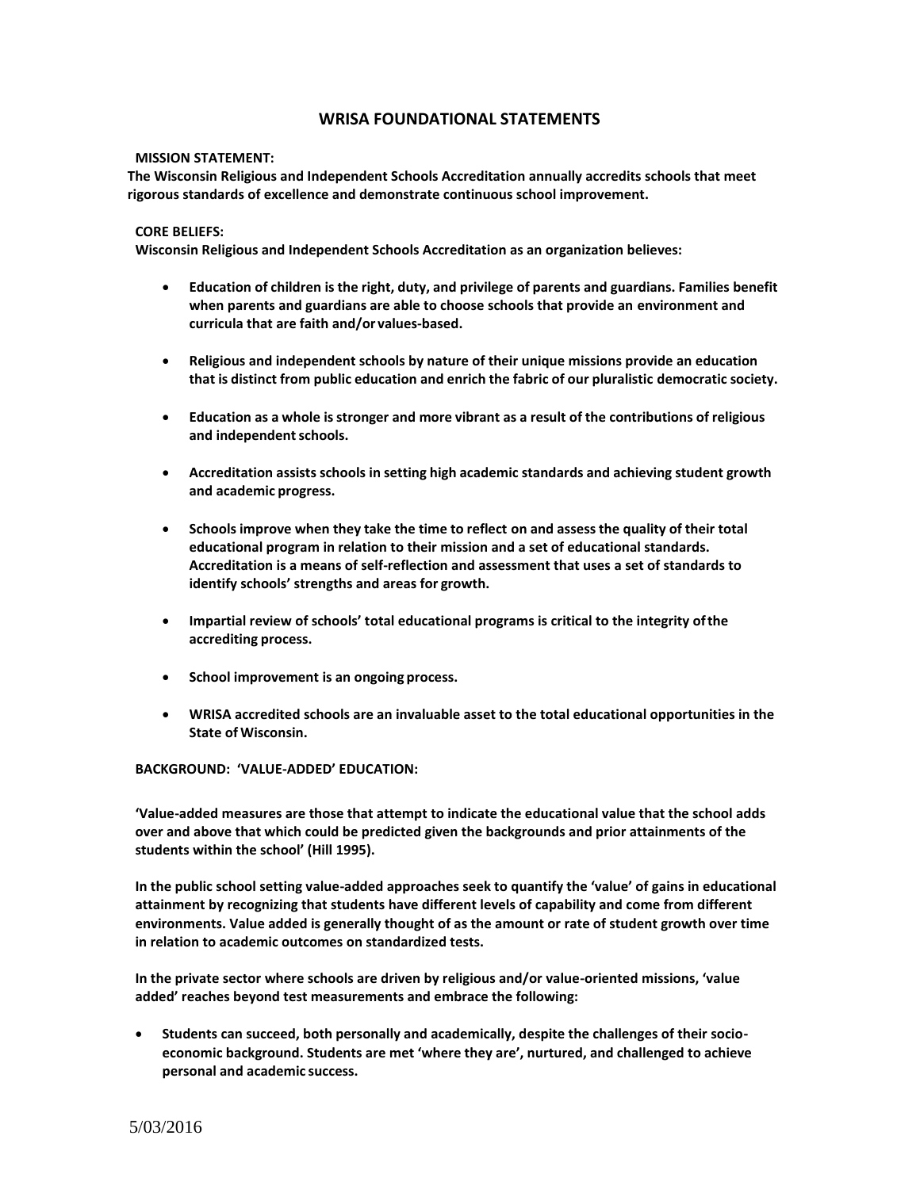# WRISA FOUNDATIONAL STATEMENTS

**MISSION STATEMENT:**

**The Wisconsin Religious and Independent Schools Accreditation annually accredits schools that meet rigorous standards of excellence and demonstrate continuous school improvement.**

**CORE BELIEFS:**

**Wisconsin Religious and Independent Schools Accreditation as an organization believes:**

- **Education of children is the right, duty, and privilege of parents and guardians. Families benefit when parents and guardians are able to choose schools that provide an environment and curricula that are faith and/or values-based.**
- **Religious and independent schools by nature of their unique missions provide an education that is distinct from public education and enrich the fabric of our pluralistic democratic society.**
- **Education as a whole is stronger and more vibrant as a result of the contributions of religious and independent schools.**
- **Accreditation assists schools in setting high academic standards and achieving student growth and academic progress.**
- **Schools improve when they take the time to reflect on and assess the quality of their total educational program in relation to their mission and a set of educational standards. Accreditation is a means of self-reflection and assessment that uses a set of standards to identify schools' strengths and areas for growth.**
- **Impartial review of schools' total educational programs is critical to the integrity of the accrediting process.**
- **School improvement is an ongoing process.**
- **WRISA accredited schools are an invaluable asset to the total educational opportunities in the State of Wisconsin.**

**BACKGROUND: 'VALUE-ADDED' EDUCATION:**

**'Value-added measures are those that attempt to indicate the educational value that the school adds over and above that which could be predicted given the backgrounds and prior attainments of the students within the school' (Hill 1995).**

**In the public school setting value-added approaches seek to quantify the 'value' of gains in educational attainment by recognizing that students have different levels of capability and come from different environments. Value added is generally thought of as the amount or rate of student growth over time in relation to academic outcomes on standardized tests.**

**In the private sector where schools are driven by religious and/or value-oriented missions, 'value added' reaches beyond test measurements and embrace the following:**

- **Students can succeed, both personally and academically, despite the challenges of their socio-economic background. Students are met 'where they are', nurtured, and challenged to achieve personal and academic success.**

5/03/2016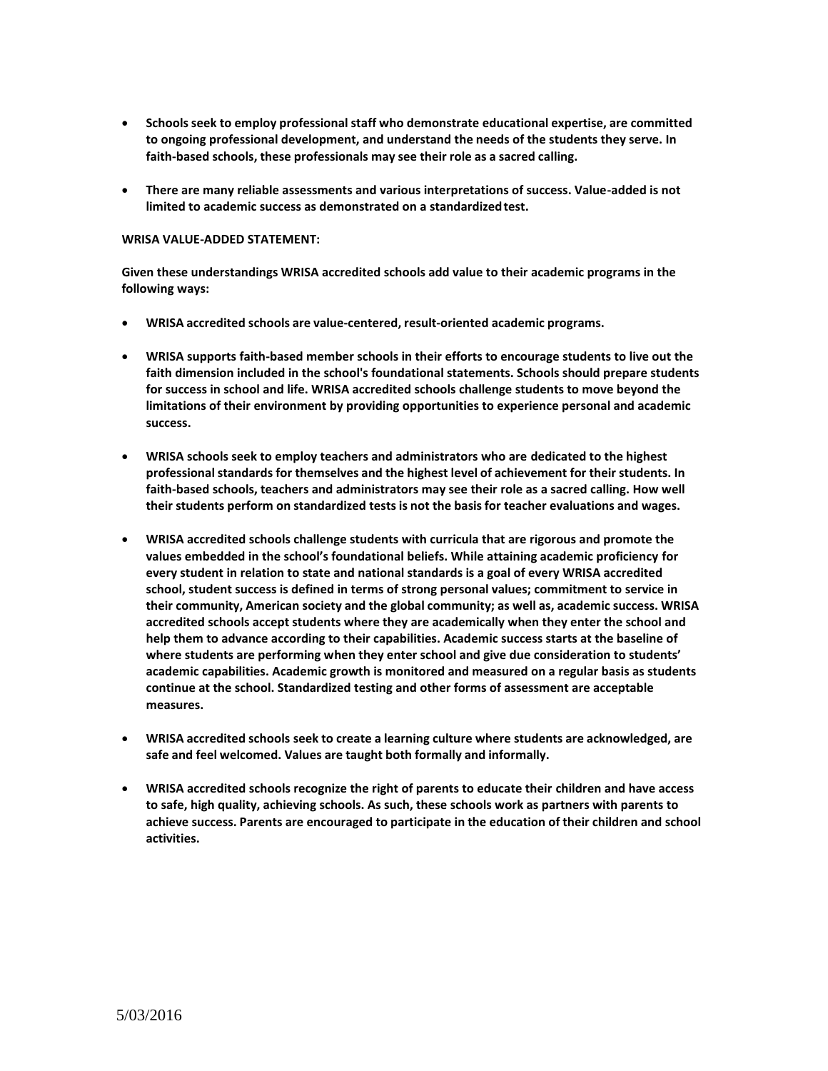- **Schools seek to employ professional staff who demonstrate educational expertise, are committed to ongoing professional development, and understand the needs of the students they serve. In faith-based schools, these professionals may see their role as a sacred calling.**

- **There are many reliable assessments and various interpretations of success. Value-added is not limited to academic success as demonstrated on a standardized test.**

**WRISA VALUE-ADDED STATEMENT:**

**Given these understandings WRISA accredited schools add value to their academic programs in the following ways:**

- **WRISA accredited schools are value-centered, result-oriented academic programs.**

- **WRISA supports faith-based member schools in their efforts to encourage students to live out the faith dimension included in the school's foundational statements. Schools should prepare students for success in school and life. WRISA accredited schools challenge students to move beyond the limitations of their environment by providing opportunities to experience personal and academic success.**

- **WRISA schools seek to employ teachers and administrators who are dedicated to the highest professional standards for themselves and the highest level of achievement for their students. In faith-based schools, teachers and administrators may see their role as a sacred calling. How well their students perform on standardized tests is not the basis for teacher evaluations and wages.**

- **WRISA accredited schools challenge students with curricula that are rigorous and promote the values embedded in the school's foundational beliefs. While attaining academic proficiency for every student in relation to state and national standards is a goal of every WRISA accredited school, student success is defined in terms of strong personal values; commitment to service in their community, American society and the global community; as well as, academic success. WRISA accredited schools accept students where they are academically when they enter the school and help them to advance according to their capabilities. Academic success starts at the baseline of where students are performing when they enter school and give due consideration to students' academic capabilities. Academic growth is monitored and measured on a regular basis as students continue at the school. Standardized testing and other forms of assessment are acceptable measures.**

- **WRISA accredited schools seek to create a learning culture where students are acknowledged, are safe and feel welcomed. Values are taught both formally and informally.**

- **WRISA accredited schools recognize the right of parents to educate their children and have access to safe, high quality, achieving schools. As such, these schools work as partners with parents to achieve success. Parents are encouraged to participate in the education of their children and school activities.**

5/03/2016